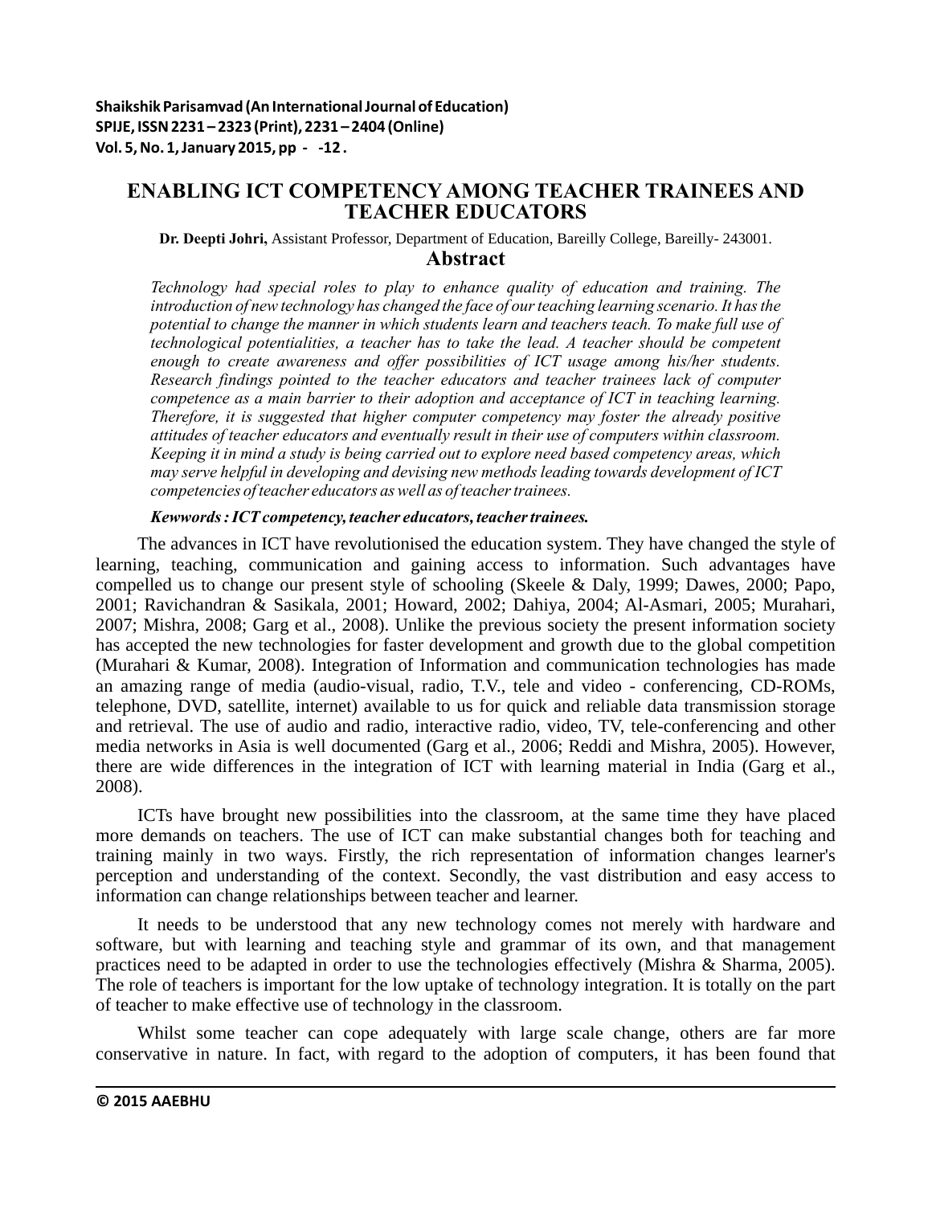# ENABLING ICT COMPETENCY AMONG TEACHER TRAINEES AND TEACHER EDUCATORS

**Dr. Deepti Johri,** Assistant Professor, Department of Education, Bareilly College, Bareilly- 243001.

## Abstract

*Technology had special roles to play to enhance quality of education and training. The introduction of new technology has changed the face of our teaching learning scenario. It has the potential to change the manner in which students learn and teachers teach. To make full use of technological potentialities, a teacher has to take the lead. A teacher should be competent enough to create awareness and offer possibilities of ICT usage among his/her students. Research findings pointed to the teacher educators and teacher trainees lack of computer competence as a main barrier to their adoption and acceptance of ICT in teaching learning. Therefore, it is suggested that higher computer competency may foster the already positive attitudes of teacher educators and eventually result in their use of computers within classroom. Keeping it in mind a study is being carried out to explore need based competency areas, which may serve helpful in developing and devising new methods leading towards development of ICT competencies of teacher educators as well as of teacher trainees.*

***Kewwords : ICT competency, teacher educators, teacher trainees.***

The advances in ICT have revolutionised the education system. They have changed the style of learning, teaching, communication and gaining access to information. Such advantages have compelled us to change our present style of schooling (Skeele & Daly, 1999; Dawes, 2000; Papo, 2001; Ravichandran & Sasikala, 2001; Howard, 2002; Dahiya, 2004; Al-Asmari, 2005; Murahari, 2007; Mishra, 2008; Garg et al., 2008). Unlike the previous society the present information society has accepted the new technologies for faster development and growth due to the global competition (Murahari & Kumar, 2008). Integration of Information and communication technologies has made an amazing range of media (audio-visual, radio, T.V., tele and video - conferencing, CD-ROMs, telephone, DVD, satellite, internet) available to us for quick and reliable data transmission storage and retrieval. The use of audio and radio, interactive radio, video, TV, tele-conferencing and other media networks in Asia is well documented (Garg et al., 2006; Reddi and Mishra, 2005). However, there are wide differences in the integration of ICT with learning material in India (Garg et al., 2008).

ICTs have brought new possibilities into the classroom, at the same time they have placed more demands on teachers. The use of ICT can make substantial changes both for teaching and training mainly in two ways. Firstly, the rich representation of information changes learner's perception and understanding of the context. Secondly, the vast distribution and easy access to information can change relationships between teacher and learner.

It needs to be understood that any new technology comes not merely with hardware and software, but with learning and teaching style and grammar of its own, and that management practices need to be adapted in order to use the technologies effectively (Mishra & Sharma, 2005). The role of teachers is important for the low uptake of technology integration. It is totally on the part of teacher to make effective use of technology in the classroom.

Whilst some teacher can cope adequately with large scale change, others are far more conservative in nature. In fact, with regard to the adoption of computers, it has been found that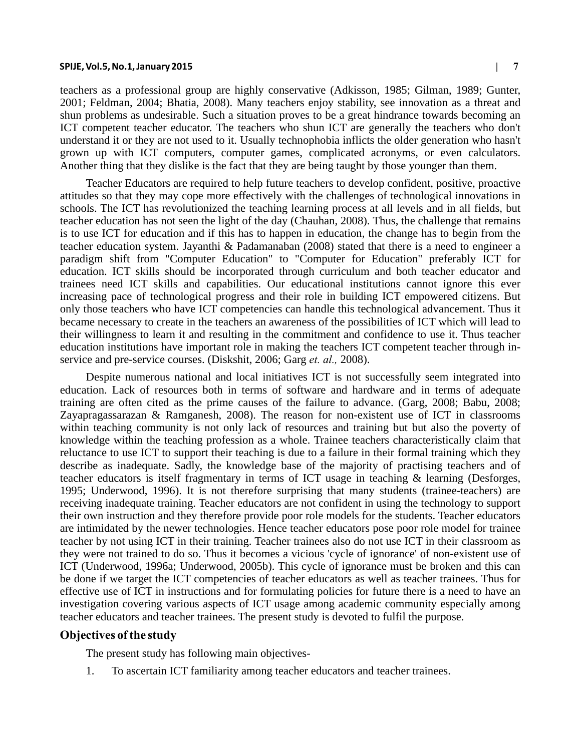teachers as a professional group are highly conservative (Adkisson, 1985; Gilman, 1989; Gunter, 2001; Feldman, 2004; Bhatia, 2008). Many teachers enjoy stability, see innovation as a threat and shun problems as undesirable. Such a situation proves to be a great hindrance towards becoming an ICT competent teacher educator. The teachers who shun ICT are generally the teachers who don't understand it or they are not used to it. Usually technophobia inflicts the older generation who hasn't grown up with ICT computers, computer games, complicated acronyms, or even calculators. Another thing that they dislike is the fact that they are being taught by those younger than them.

Teacher Educators are required to help future teachers to develop confident, positive, proactive attitudes so that they may cope more effectively with the challenges of technological innovations in schools. The ICT has revolutionized the teaching learning process at all levels and in all fields, but teacher education has not seen the light of the day (Chauhan, 2008). Thus, the challenge that remains is to use ICT for education and if this has to happen in education, the change has to begin from the teacher education system. Jayanthi & Padamanaban (2008) stated that there is a need to engineer a paradigm shift from "Computer Education" to "Computer for Education" preferably ICT for education. ICT skills should be incorporated through curriculum and both teacher educator and trainees need ICT skills and capabilities. Our educational institutions cannot ignore this ever increasing pace of technological progress and their role in building ICT empowered citizens. But only those teachers who have ICT competencies can handle this technological advancement. Thus it became necessary to create in the teachers an awareness of the possibilities of ICT which will lead to their willingness to learn it and resulting in the commitment and confidence to use it. Thus teacher education institutions have important role in making the teachers ICT competent teacher through in-service and pre-service courses. (Diskshit, 2006; Garg *et. al.,* 2008).

Despite numerous national and local initiatives ICT is not successfully seem integrated into education. Lack of resources both in terms of software and hardware and in terms of adequate training are often cited as the prime causes of the failure to advance. (Garg, 2008; Babu, 2008; Zayapragassarazan & Ramganesh, 2008). The reason for non-existent use of ICT in classrooms within teaching community is not only lack of resources and training but but also the poverty of knowledge within the teaching profession as a whole. Trainee teachers characteristically claim that reluctance to use ICT to support their teaching is due to a failure in their formal training which they describe as inadequate. Sadly, the knowledge base of the majority of practising teachers and of teacher educators is itself fragmentary in terms of ICT usage in teaching & learning (Desforges, 1995; Underwood, 1996). It is not therefore surprising that many students (trainee-teachers) are receiving inadequate training. Teacher educators are not confident in using the technology to support their own instruction and they therefore provide poor role models for the students. Teacher educators are intimidated by the newer technologies. Hence teacher educators pose poor role model for trainee teacher by not using ICT in their training. Teacher trainees also do not use ICT in their classroom as they were not trained to do so. Thus it becomes a vicious 'cycle of ignorance' of non-existent use of ICT (Underwood, 1996a; Underwood, 2005b). This cycle of ignorance must be broken and this can be done if we target the ICT competencies of teacher educators as well as teacher trainees. Thus for effective use of ICT in instructions and for formulating policies for future there is a need to have an investigation covering various aspects of ICT usage among academic community especially among teacher educators and teacher trainees. The present study is devoted to fulfil the purpose.

## Objectives of the study

The present study has following main objectives-

1. To ascertain ICT familiarity among teacher educators and teacher trainees.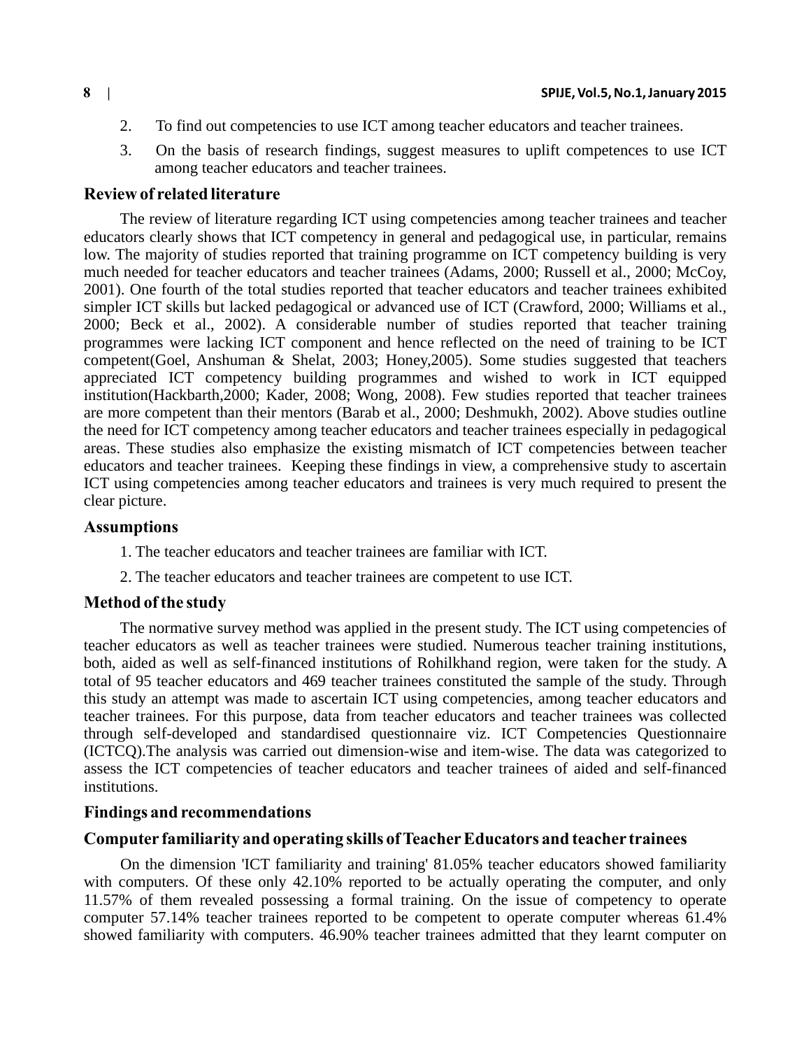2. To find out competencies to use ICT among teacher educators and teacher trainees.

3. On the basis of research findings, suggest measures to uplift competences to use ICT among teacher educators and teacher trainees.

## Review of related literature

The review of literature regarding ICT using competencies among teacher trainees and teacher educators clearly shows that ICT competency in general and pedagogical use, in particular, remains low. The majority of studies reported that training programme on ICT competency building is very much needed for teacher educators and teacher trainees (Adams, 2000; Russell et al., 2000; McCoy, 2001). One fourth of the total studies reported that teacher educators and teacher trainees exhibited simpler ICT skills but lacked pedagogical or advanced use of ICT (Crawford, 2000; Williams et al., 2000; Beck et al., 2002). A considerable number of studies reported that teacher training programmes were lacking ICT component and hence reflected on the need of training to be ICT competent(Goel, Anshuman & Shelat, 2003; Honey,2005). Some studies suggested that teachers appreciated ICT competency building programmes and wished to work in ICT equipped institution(Hackbarth,2000; Kader, 2008; Wong, 2008). Few studies reported that teacher trainees are more competent than their mentors (Barab et al., 2000; Deshmukh, 2002). Above studies outline the need for ICT competency among teacher educators and teacher trainees especially in pedagogical areas. These studies also emphasize the existing mismatch of ICT competencies between teacher educators and teacher trainees. Keeping these findings in view, a comprehensive study to ascertain ICT using competencies among teacher educators and trainees is very much required to present the clear picture.

## Assumptions

1. The teacher educators and teacher trainees are familiar with ICT.

2. The teacher educators and teacher trainees are competent to use ICT.

## Method of the study

The normative survey method was applied in the present study. The ICT using competencies of teacher educators as well as teacher trainees were studied. Numerous teacher training institutions, both, aided as well as self-financed institutions of Rohilkhand region, were taken for the study. A total of 95 teacher educators and 469 teacher trainees constituted the sample of the study. Through this study an attempt was made to ascertain ICT using competencies, among teacher educators and teacher trainees. For this purpose, data from teacher educators and teacher trainees was collected through self-developed and standardised questionnaire viz. ICT Competencies Questionnaire (ICTCQ).The analysis was carried out dimension-wise and item-wise. The data was categorized to assess the ICT competencies of teacher educators and teacher trainees of aided and self-financed institutions.

## Findings and recommendations

### Computer familiarity and operating skills of Teacher Educators and teacher trainees

On the dimension 'ICT familiarity and training' 81.05% teacher educators showed familiarity with computers. Of these only 42.10% reported to be actually operating the computer, and only 11.57% of them revealed possessing a formal training. On the issue of competency to operate computer 57.14% teacher trainees reported to be competent to operate computer whereas 61.4% showed familiarity with computers. 46.90% teacher trainees admitted that they learnt computer on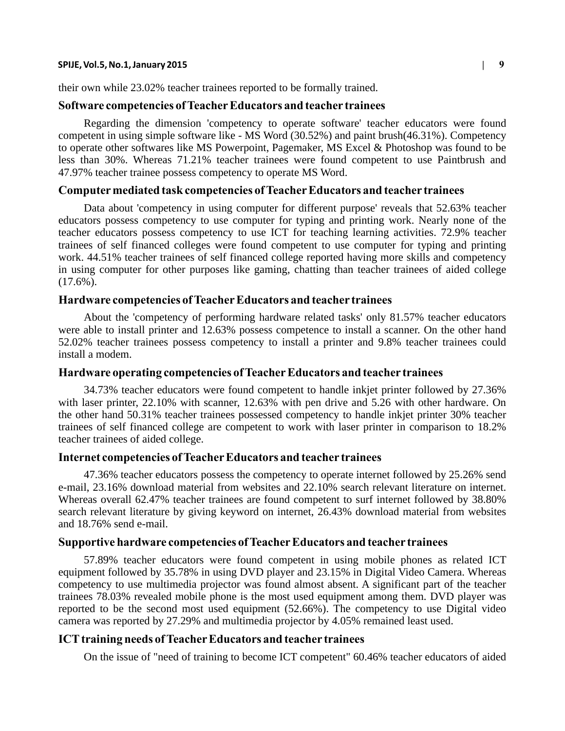their own while 23.02% teacher trainees reported to be formally trained.

### Software competencies of Teacher Educators and teacher trainees

Regarding the dimension 'competency to operate software' teacher educators were found competent in using simple software like - MS Word (30.52%) and paint brush(46.31%). Competency to operate other softwares like MS Powerpoint, Pagemaker, MS Excel & Photoshop was found to be less than 30%. Whereas 71.21% teacher trainees were found competent to use Paintbrush and 47.97% teacher trainee possess competency to operate MS Word.

### Computer mediated task competencies of Teacher Educators and teacher trainees

Data about 'competency in using computer for different purpose' reveals that 52.63% teacher educators possess competency to use computer for typing and printing work. Nearly none of the teacher educators possess competency to use ICT for teaching learning activities. 72.9% teacher trainees of self financed colleges were found competent to use computer for typing and printing work. 44.51% teacher trainees of self financed college reported having more skills and competency in using computer for other purposes like gaming, chatting than teacher trainees of aided college (17.6%).

### Hardware competencies of Teacher Educators and teacher trainees

About the 'competency of performing hardware related tasks' only 81.57% teacher educators were able to install printer and 12.63% possess competence to install a scanner. On the other hand 52.02% teacher trainees possess competency to install a printer and 9.8% teacher trainees could install a modem.

### Hardware operating competencies of Teacher Educators and teacher trainees

34.73% teacher educators were found competent to handle inkjet printer followed by 27.36% with laser printer, 22.10% with scanner, 12.63% with pen drive and 5.26 with other hardware. On the other hand 50.31% teacher trainees possessed competency to handle inkjet printer 30% teacher trainees of self financed college are competent to work with laser printer in comparison to 18.2% teacher trainees of aided college.

### Internet competencies of Teacher Educators and teacher trainees

47.36% teacher educators possess the competency to operate internet followed by 25.26% send e-mail, 23.16% download material from websites and 22.10% search relevant literature on internet. Whereas overall 62.47% teacher trainees are found competent to surf internet followed by 38.80% search relevant literature by giving keyword on internet, 26.43% download material from websites and 18.76% send e-mail.

### Supportive hardware competencies of Teacher Educators and teacher trainees

57.89% teacher educators were found competent in using mobile phones as related ICT equipment followed by 35.78% in using DVD player and 23.15% in Digital Video Camera. Whereas competency to use multimedia projector was found almost absent. A significant part of the teacher trainees 78.03% revealed mobile phone is the most used equipment among them. DVD player was reported to be the second most used equipment (52.66%). The competency to use Digital video camera was reported by 27.29% and multimedia projector by 4.05% remained least used.

### ICT training needs of Teacher Educators and teacher trainees

On the issue of "need of training to become ICT competent" 60.46% teacher educators of aided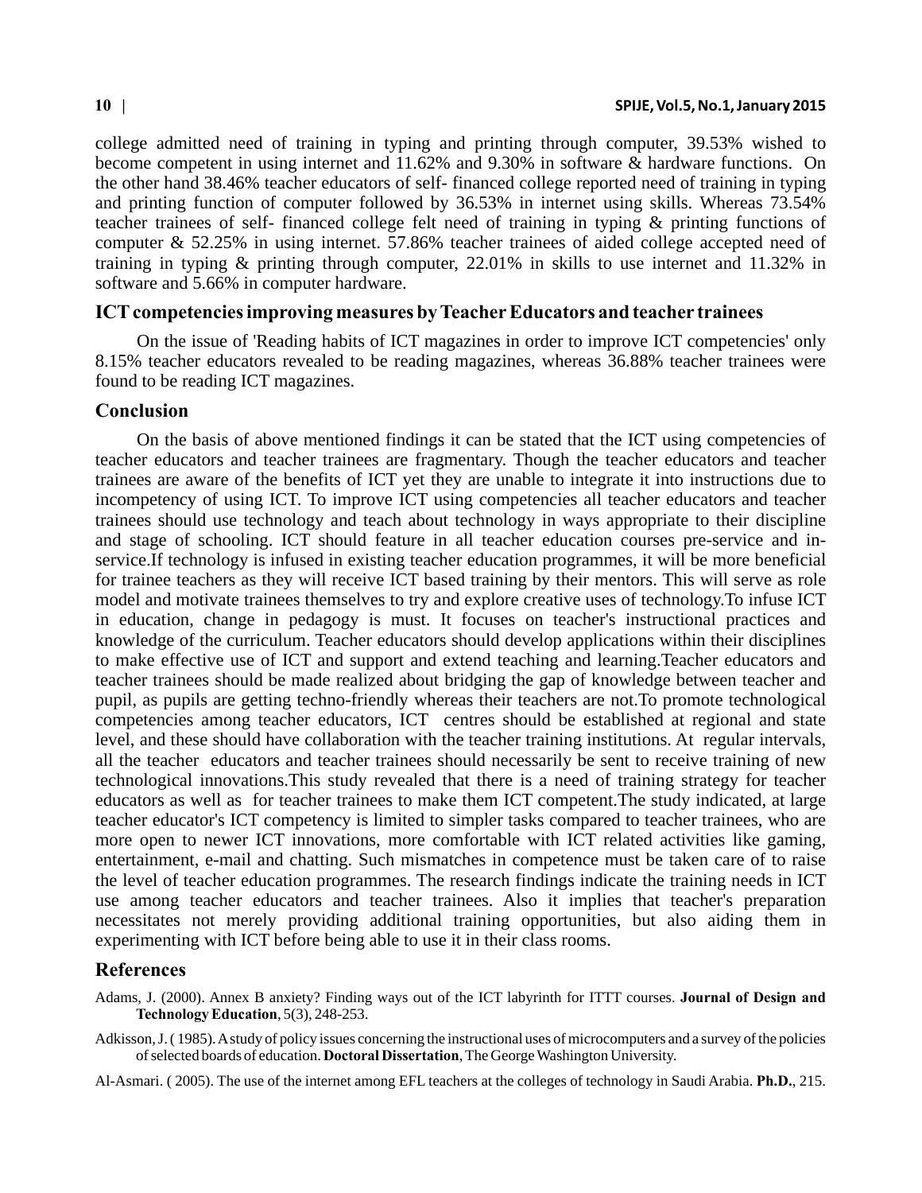college admitted need of training in typing and printing through computer, 39.53% wished to become competent in using internet and 11.62% and 9.30% in software & hardware functions. On the other hand 38.46% teacher educators of self- financed college reported need of training in typing and printing function of computer followed by 36.53% in internet using skills. Whereas 73.54% teacher trainees of self- financed college felt need of training in typing & printing functions of computer & 52.25% in using internet. 57.86% teacher trainees of aided college accepted need of training in typing & printing through computer, 22.01% in skills to use internet and 11.32% in software and 5.66% in computer hardware.

## ICT competencies improving measures by Teacher Educators and teacher trainees

On the issue of 'Reading habits of ICT magazines in order to improve ICT competencies' only 8.15% teacher educators revealed to be reading magazines, whereas 36.88% teacher trainees were found to be reading ICT magazines.

## Conclusion

On the basis of above mentioned findings it can be stated that the ICT using competencies of teacher educators and teacher trainees are fragmentary. Though the teacher educators and teacher trainees are aware of the benefits of ICT yet they are unable to integrate it into instructions due to incompetency of using ICT. To improve ICT using competencies all teacher educators and teacher trainees should use technology and teach about technology in ways appropriate to their discipline and stage of schooling. ICT should feature in all teacher education courses pre-service and in-service.If technology is infused in existing teacher education programmes, it will be more beneficial for trainee teachers as they will receive ICT based training by their mentors. This will serve as role model and motivate trainees themselves to try and explore creative uses of technology.To infuse ICT in education, change in pedagogy is must. It focuses on teacher's instructional practices and knowledge of the curriculum. Teacher educators should develop applications within their disciplines to make effective use of ICT and support and extend teaching and learning.Teacher educators and teacher trainees should be made realized about bridging the gap of knowledge between teacher and pupil, as pupils are getting techno-friendly whereas their teachers are not.To promote technological competencies among teacher educators, ICT centres should be established at regional and state level, and these should have collaboration with the teacher training institutions. At regular intervals, all the teacher educators and teacher trainees should necessarily be sent to receive training of new technological innovations.This study revealed that there is a need of training strategy for teacher educators as well as for teacher trainees to make them ICT competent.The study indicated, at large teacher educator's ICT competency is limited to simpler tasks compared to teacher trainees, who are more open to newer ICT innovations, more comfortable with ICT related activities like gaming, entertainment, e-mail and chatting. Such mismatches in competence must be taken care of to raise the level of teacher education programmes. The research findings indicate the training needs in ICT use among teacher educators and teacher trainees. Also it implies that teacher's preparation necessitates not merely providing additional training opportunities, but also aiding them in experimenting with ICT before being able to use it in their class rooms.

## References

Adams, J. (2000). Annex B anxiety? Finding ways out of the ICT labyrinth for ITTT courses. **Journal of Design and Technology Education**, 5(3), 248-253.

Adkisson, J. ( 1985). A study of policy issues concerning the instructional uses of microcomputers and a survey of the policies of selected boards of education. **Doctoral Dissertation**, The George Washington University.

Al-Asmari. ( 2005). The use of the internet among EFL teachers at the colleges of technology in Saudi Arabia. **Ph.D.**, 215.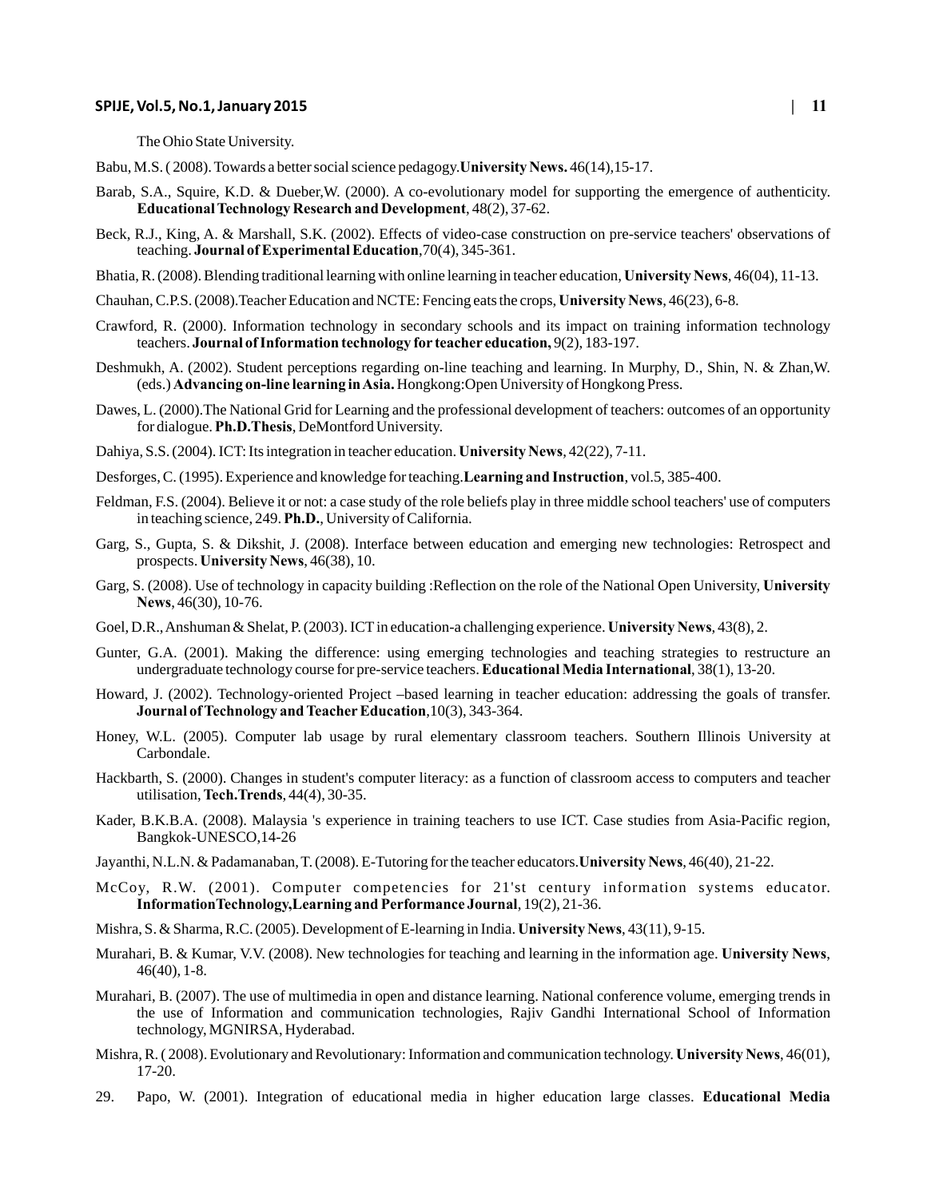The Ohio State University.

Babu, M.S. ( 2008). Towards a better social science pedagogy.**University News.** 46(14),15-17.

Barab, S.A., Squire, K.D. & Dueber,W. (2000). A co-evolutionary model for supporting the emergence of authenticity. **Educational Technology Research and Development**, 48(2), 37-62.

Beck, R.J., King, A. & Marshall, S.K. (2002). Effects of video-case construction on pre-service teachers' observations of teaching. **Journal of Experimental Education**,70(4), 345-361.

Bhatia, R. (2008). Blending traditional learning with online learning in teacher education, **University News**, 46(04), 11-13.

Chauhan, C.P.S. (2008).Teacher Education and NCTE: Fencing eats the crops, **University News**, 46(23), 6-8.

Crawford, R. (2000). Information technology in secondary schools and its impact on training information technology teachers. **Journal of Information technology for teacher education,** 9(2), 183-197.

Deshmukh, A. (2002). Student perceptions regarding on-line teaching and learning. In Murphy, D., Shin, N. & Zhan,W. (eds.) **Advancing on-line learning in Asia.** Hongkong:Open University of Hongkong Press.

Dawes, L. (2000).The National Grid for Learning and the professional development of teachers: outcomes of an opportunity for dialogue. **Ph.D.Thesis**, DeMontford University.

Dahiya, S.S. (2004). ICT: Its integration in teacher education. **University News**, 42(22), 7-11.

Desforges, C. (1995). Experience and knowledge for teaching.**Learning and Instruction**, vol.5, 385-400.

Feldman, F.S. (2004). Believe it or not: a case study of the role beliefs play in three middle school teachers' use of computers in teaching science, 249. **Ph.D.**, University of California.

Garg, S., Gupta, S. & Dikshit, J. (2008). Interface between education and emerging new technologies: Retrospect and prospects. **University News**, 46(38), 10.

Garg, S. (2008). Use of technology in capacity building :Reflection on the role of the National Open University, **University News**, 46(30), 10-76.

Goel, D.R., Anshuman & Shelat, P. (2003). ICT in education-a challenging experience. **University News**, 43(8), 2.

Gunter, G.A. (2001). Making the difference: using emerging technologies and teaching strategies to restructure an undergraduate technology course for pre-service teachers. **Educational Media International**, 38(1), 13-20.

Howard, J. (2002). Technology-oriented Project –based learning in teacher education: addressing the goals of transfer. **Journal of Technology and Teacher Education**,10(3), 343-364.

Honey, W.L. (2005). Computer lab usage by rural elementary classroom teachers. Southern Illinois University at Carbondale.

Hackbarth, S. (2000). Changes in student's computer literacy: as a function of classroom access to computers and teacher utilisation, **Tech.Trends**, 44(4), 30-35.

Kader, B.K.B.A. (2008). Malaysia 's experience in training teachers to use ICT. Case studies from Asia-Pacific region, Bangkok-UNESCO,14-26

Jayanthi, N.L.N. & Padamanaban, T. (2008). E-Tutoring for the teacher educators.**University News**, 46(40), 21-22.

McCoy, R.W. (2001). Computer competencies for 21'st century information systems educator. **InformationTechnology,Learning and Performance Journal**, 19(2), 21-36.

Mishra, S. & Sharma, R.C. (2005). Development of E-learning in India. **University News**, 43(11), 9-15.

Murahari, B. & Kumar, V.V. (2008). New technologies for teaching and learning in the information age. **University News**, 46(40), 1-8.

Murahari, B. (2007). The use of multimedia in open and distance learning. National conference volume, emerging trends in the use of Information and communication technologies, Rajiv Gandhi International School of Information technology, MGNIRSA, Hyderabad.

Mishra, R. ( 2008). Evolutionary and Revolutionary: Information and communication technology. **University News**, 46(01), 17-20.

29. Papo, W. (2001). Integration of educational media in higher education large classes. **Educational Media**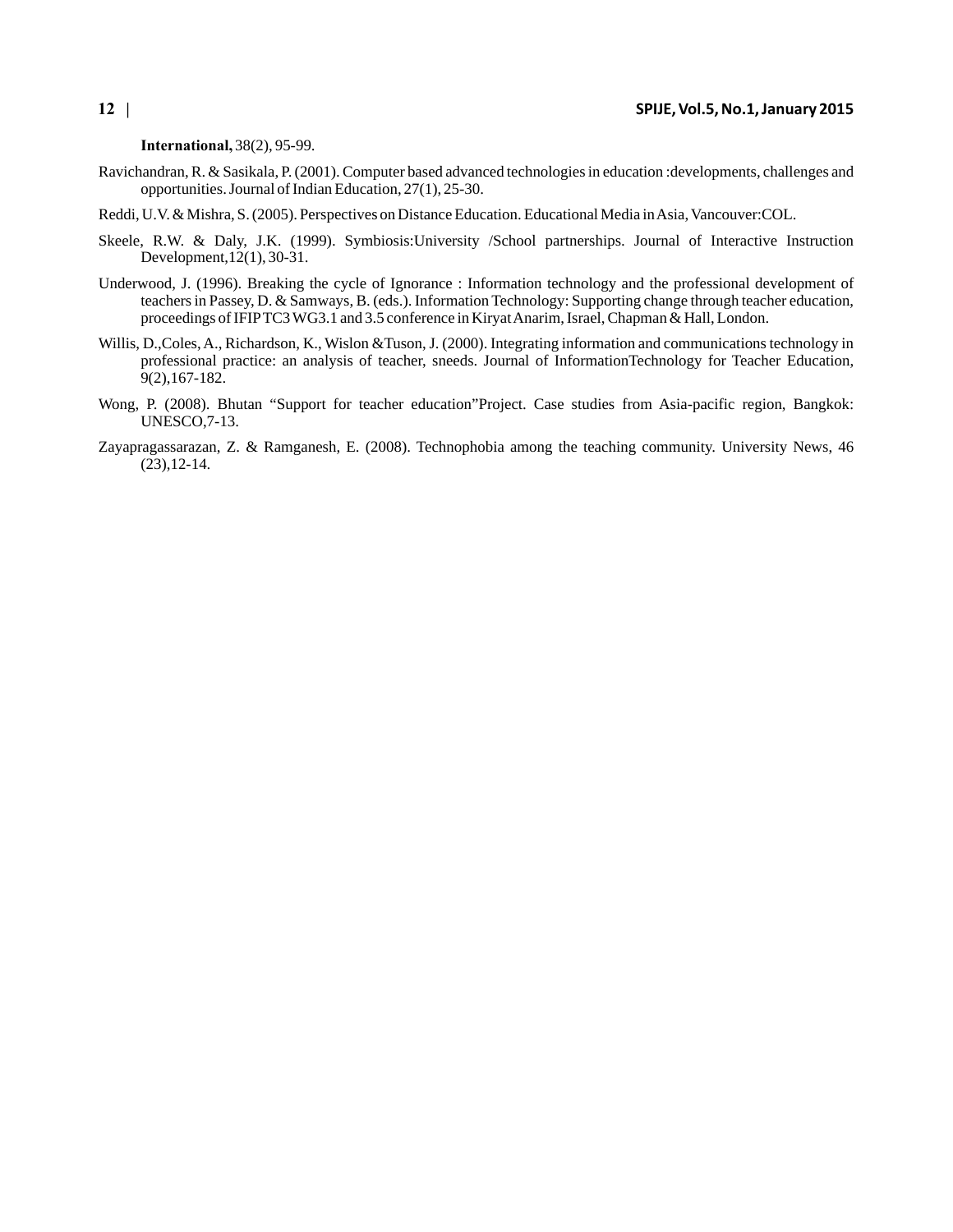**International,** 38(2), 95-99.

Ravichandran, R. & Sasikala, P. (2001). Computer based advanced technologies in education :developments, challenges and opportunities. Journal of Indian Education, 27(1), 25-30.

Reddi, U.V. & Mishra, S. (2005). Perspectives on Distance Education. Educational Media in Asia, Vancouver:COL.

Skeele, R.W. & Daly, J.K. (1999). Symbiosis:University /School partnerships. Journal of Interactive Instruction Development,12(1), 30-31.

Underwood, J. (1996). Breaking the cycle of Ignorance : Information technology and the professional development of teachers in Passey, D. & Samways, B. (eds.). Information Technology: Supporting change through teacher education, proceedings of IFIP TC3 WG3.1 and 3.5 conference in Kiryat Anarim, Israel, Chapman & Hall, London.

Willis, D.,Coles, A., Richardson, K., Wislon &Tuson, J. (2000). Integrating information and communications technology in professional practice: an analysis of teacher, sneeds. Journal of InformationTechnology for Teacher Education, 9(2),167-182.

Wong, P. (2008). Bhutan "Support for teacher education"Project. Case studies from Asia-pacific region, Bangkok: UNESCO,7-13.

Zayapragassarazan, Z. & Ramganesh, E. (2008). Technophobia among the teaching community. University News, 46 (23),12-14.